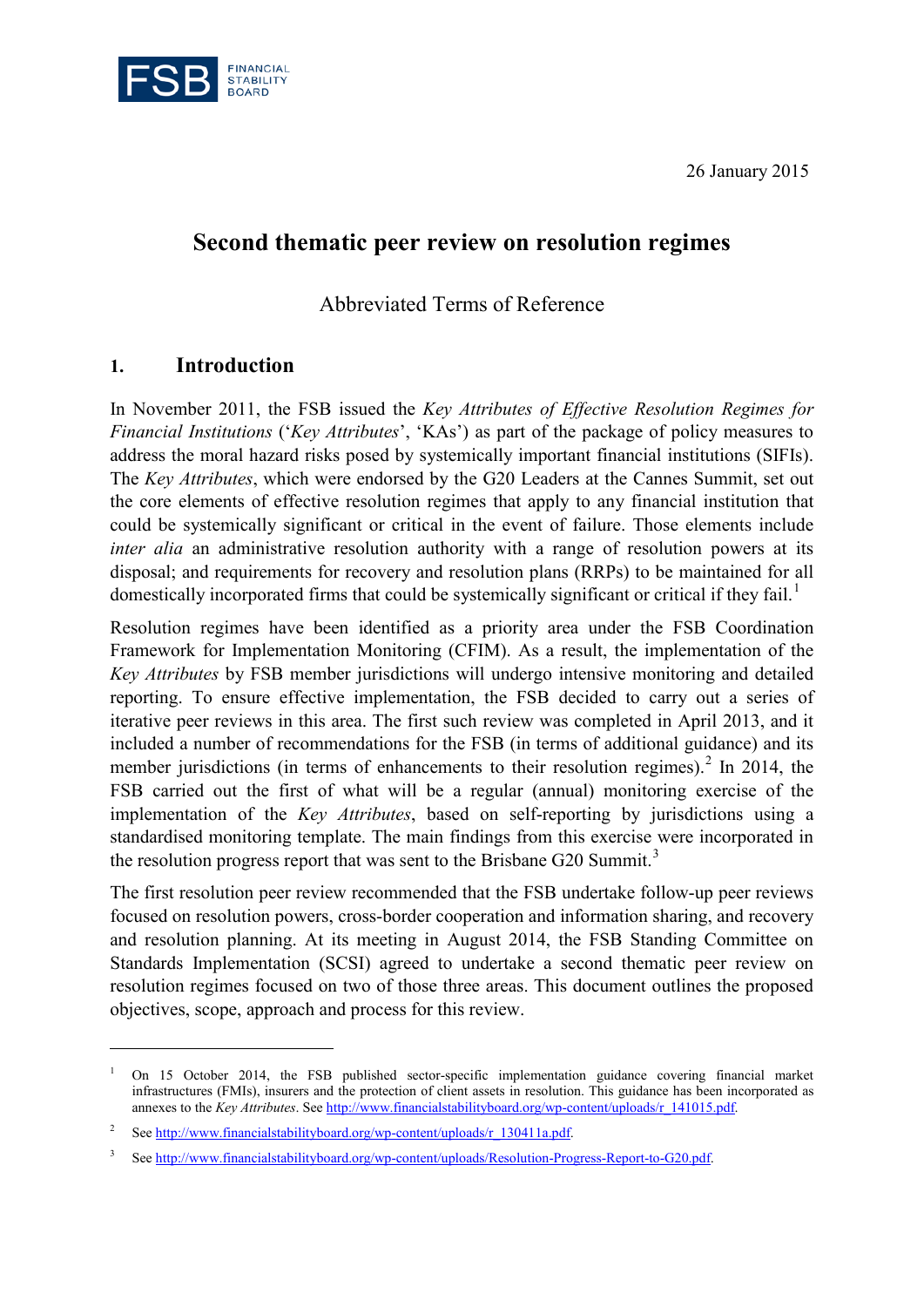FSB FINANCIAL STABILITY BOARD

26 January 2015

# Second thematic peer review on resolution regimes

Abbreviated Terms of Reference

## 1. Introduction

In November 2011, the FSB issued the *Key Attributes of Effective Resolution Regimes for Financial Institutions* ('*Key Attributes*', 'KAs') as part of the package of policy measures to address the moral hazard risks posed by systemically important financial institutions (SIFIs). The *Key Attributes*, which were endorsed by the G20 Leaders at the Cannes Summit, set out the core elements of effective resolution regimes that apply to any financial institution that could be systemically significant or critical in the event of failure. Those elements include *inter alia* an administrative resolution authority with a range of resolution powers at its disposal; and requirements for recovery and resolution plans (RRPs) to be maintained for all domestically incorporated firms that could be systemically significant or critical if they fail.[1]

Resolution regimes have been identified as a priority area under the FSB Coordination Framework for Implementation Monitoring (CFIM). As a result, the implementation of the *Key Attributes* by FSB member jurisdictions will undergo intensive monitoring and detailed reporting. To ensure effective implementation, the FSB decided to carry out a series of iterative peer reviews in this area. The first such review was completed in April 2013, and it included a number of recommendations for the FSB (in terms of additional guidance) and its member jurisdictions (in terms of enhancements to their resolution regimes).[2] In 2014, the FSB carried out the first of what will be a regular (annual) monitoring exercise of the implementation of the *Key Attributes*, based on self-reporting by jurisdictions using a standardised monitoring template. The main findings from this exercise were incorporated in the resolution progress report that was sent to the Brisbane G20 Summit.[3]

The first resolution peer review recommended that the FSB undertake follow-up peer reviews focused on resolution powers, cross-border cooperation and information sharing, and recovery and resolution planning. At its meeting in August 2014, the FSB Standing Committee on Standards Implementation (SCSI) agreed to undertake a second thematic peer review on resolution regimes focused on two of those three areas. This document outlines the proposed objectives, scope, approach and process for this review.

---

[1] On 15 October 2014, the FSB published sector-specific implementation guidance covering financial market infrastructures (FMIs), insurers and the protection of client assets in resolution. This guidance has been incorporated as annexes to the *Key Attributes*. See http://www.financialstabilityboard.org/wp-content/uploads/r_141015.pdf.

[2] See http://www.financialstabilityboard.org/wp-content/uploads/r_130411a.pdf.

[3] See http://www.financialstabilityboard.org/wp-content/uploads/Resolution-Progress-Report-to-G20.pdf.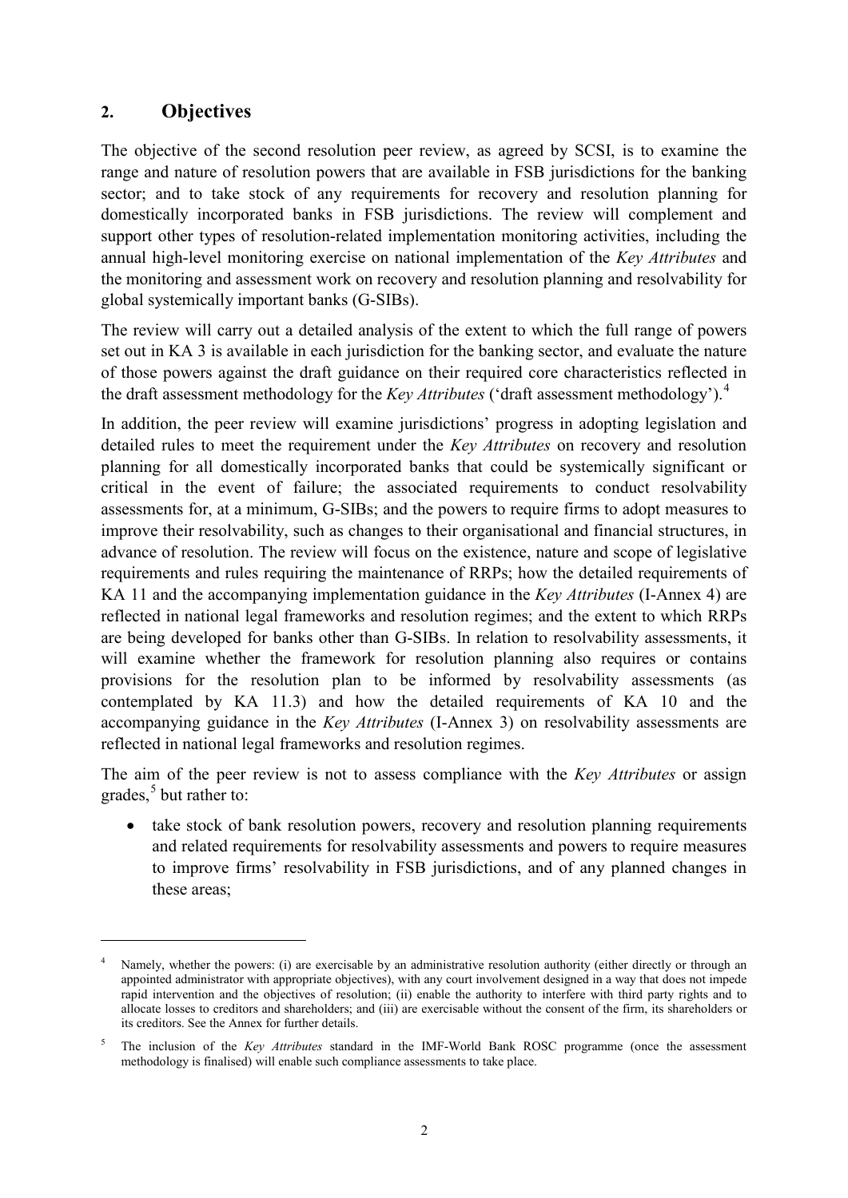## 2. Objectives

The objective of the second resolution peer review, as agreed by SCSI, is to examine the range and nature of resolution powers that are available in FSB jurisdictions for the banking sector; and to take stock of any requirements for recovery and resolution planning for domestically incorporated banks in FSB jurisdictions. The review will complement and support other types of resolution-related implementation monitoring activities, including the annual high-level monitoring exercise on national implementation of the *Key Attributes* and the monitoring and assessment work on recovery and resolution planning and resolvability for global systemically important banks (G-SIBs).

The review will carry out a detailed analysis of the extent to which the full range of powers set out in KA 3 is available in each jurisdiction for the banking sector, and evaluate the nature of those powers against the draft guidance on their required core characteristics reflected in the draft assessment methodology for the *Key Attributes* ('draft assessment methodology').[4]

In addition, the peer review will examine jurisdictions' progress in adopting legislation and detailed rules to meet the requirement under the *Key Attributes* on recovery and resolution planning for all domestically incorporated banks that could be systemically significant or critical in the event of failure; the associated requirements to conduct resolvability assessments for, at a minimum, G-SIBs; and the powers to require firms to adopt measures to improve their resolvability, such as changes to their organisational and financial structures, in advance of resolution. The review will focus on the existence, nature and scope of legislative requirements and rules requiring the maintenance of RRPs; how the detailed requirements of KA 11 and the accompanying implementation guidance in the *Key Attributes* (I-Annex 4) are reflected in national legal frameworks and resolution regimes; and the extent to which RRPs are being developed for banks other than G-SIBs. In relation to resolvability assessments, it will examine whether the framework for resolution planning also requires or contains provisions for the resolution plan to be informed by resolvability assessments (as contemplated by KA 11.3) and how the detailed requirements of KA 10 and the accompanying guidance in the *Key Attributes* (I-Annex 3) on resolvability assessments are reflected in national legal frameworks and resolution regimes.

The aim of the peer review is not to assess compliance with the *Key Attributes* or assign grades,[5] but rather to:

- take stock of bank resolution powers, recovery and resolution planning requirements and related requirements for resolvability assessments and powers to require measures to improve firms' resolvability in FSB jurisdictions, and of any planned changes in these areas;

---

[4] Namely, whether the powers: (i) are exercisable by an administrative resolution authority (either directly or through an appointed administrator with appropriate objectives), with any court involvement designed in a way that does not impede rapid intervention and the objectives of resolution; (ii) enable the authority to interfere with third party rights and to allocate losses to creditors and shareholders; and (iii) are exercisable without the consent of the firm, its shareholders or its creditors. See the Annex for further details.

[5] The inclusion of the *Key Attributes* standard in the IMF-World Bank ROSC programme (once the assessment methodology is finalised) will enable such compliance assessments to take place.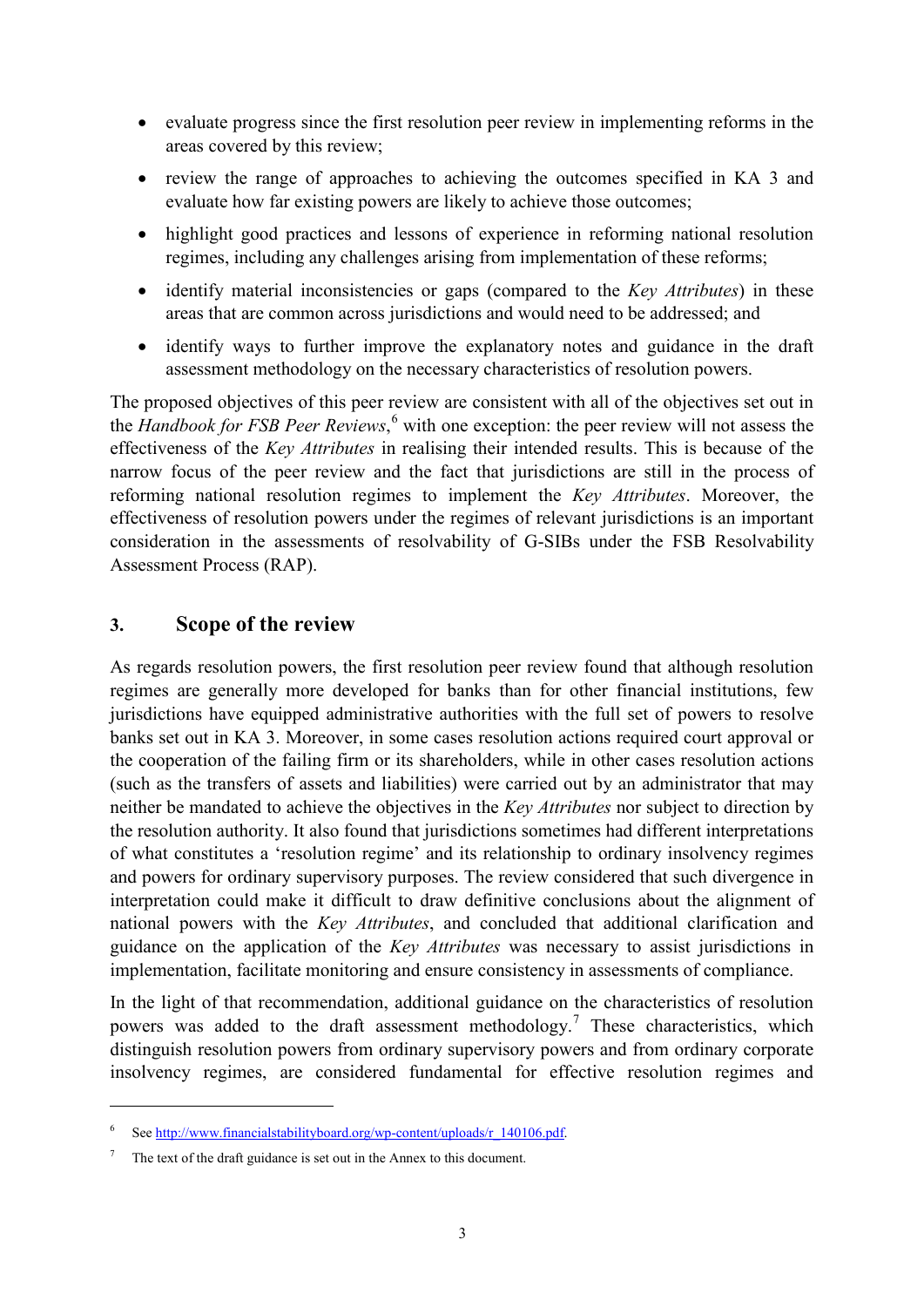- evaluate progress since the first resolution peer review in implementing reforms in the areas covered by this review;
- review the range of approaches to achieving the outcomes specified in KA 3 and evaluate how far existing powers are likely to achieve those outcomes;
- highlight good practices and lessons of experience in reforming national resolution regimes, including any challenges arising from implementation of these reforms;
- identify material inconsistencies or gaps (compared to the *Key Attributes*) in these areas that are common across jurisdictions and would need to be addressed; and
- identify ways to further improve the explanatory notes and guidance in the draft assessment methodology on the necessary characteristics of resolution powers.

The proposed objectives of this peer review are consistent with all of the objectives set out in the *Handbook for FSB Peer Reviews*,[6] with one exception: the peer review will not assess the effectiveness of the *Key Attributes* in realising their intended results. This is because of the narrow focus of the peer review and the fact that jurisdictions are still in the process of reforming national resolution regimes to implement the *Key Attributes*. Moreover, the effectiveness of resolution powers under the regimes of relevant jurisdictions is an important consideration in the assessments of resolvability of G-SIBs under the FSB Resolvability Assessment Process (RAP).

## 3. Scope of the review

As regards resolution powers, the first resolution peer review found that although resolution regimes are generally more developed for banks than for other financial institutions, few jurisdictions have equipped administrative authorities with the full set of powers to resolve banks set out in KA 3. Moreover, in some cases resolution actions required court approval or the cooperation of the failing firm or its shareholders, while in other cases resolution actions (such as the transfers of assets and liabilities) were carried out by an administrator that may neither be mandated to achieve the objectives in the *Key Attributes* nor subject to direction by the resolution authority. It also found that jurisdictions sometimes had different interpretations of what constitutes a 'resolution regime' and its relationship to ordinary insolvency regimes and powers for ordinary supervisory purposes. The review considered that such divergence in interpretation could make it difficult to draw definitive conclusions about the alignment of national powers with the *Key Attributes*, and concluded that additional clarification and guidance on the application of the *Key Attributes* was necessary to assist jurisdictions in implementation, facilitate monitoring and ensure consistency in assessments of compliance.

In the light of that recommendation, additional guidance on the characteristics of resolution powers was added to the draft assessment methodology.[7] These characteristics, which distinguish resolution powers from ordinary supervisory powers and from ordinary corporate insolvency regimes, are considered fundamental for effective resolution regimes and

---

[6] See http://www.financialstabilityboard.org/wp-content/uploads/r_140106.pdf.

[7] The text of the draft guidance is set out in the Annex to this document.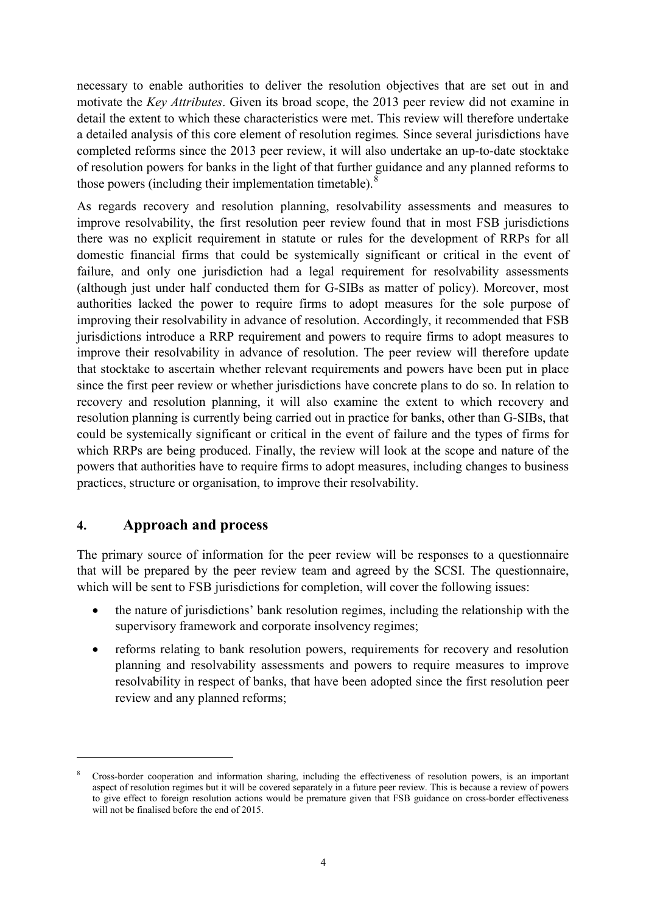necessary to enable authorities to deliver the resolution objectives that are set out in and motivate the *Key Attributes*. Given its broad scope, the 2013 peer review did not examine in detail the extent to which these characteristics were met. This review will therefore undertake a detailed analysis of this core element of resolution regimes*.* Since several jurisdictions have completed reforms since the 2013 peer review, it will also undertake an up-to-date stocktake of resolution powers for banks in the light of that further guidance and any planned reforms to those powers (including their implementation timetable).[8]

As regards recovery and resolution planning, resolvability assessments and measures to improve resolvability, the first resolution peer review found that in most FSB jurisdictions there was no explicit requirement in statute or rules for the development of RRPs for all domestic financial firms that could be systemically significant or critical in the event of failure, and only one jurisdiction had a legal requirement for resolvability assessments (although just under half conducted them for G-SIBs as matter of policy). Moreover, most authorities lacked the power to require firms to adopt measures for the sole purpose of improving their resolvability in advance of resolution. Accordingly, it recommended that FSB jurisdictions introduce a RRP requirement and powers to require firms to adopt measures to improve their resolvability in advance of resolution. The peer review will therefore update that stocktake to ascertain whether relevant requirements and powers have been put in place since the first peer review or whether jurisdictions have concrete plans to do so. In relation to recovery and resolution planning, it will also examine the extent to which recovery and resolution planning is currently being carried out in practice for banks, other than G-SIBs, that could be systemically significant or critical in the event of failure and the types of firms for which RRPs are being produced. Finally, the review will look at the scope and nature of the powers that authorities have to require firms to adopt measures, including changes to business practices, structure or organisation, to improve their resolvability.

## 4. Approach and process

The primary source of information for the peer review will be responses to a questionnaire that will be prepared by the peer review team and agreed by the SCSI. The questionnaire, which will be sent to FSB jurisdictions for completion, will cover the following issues:

- the nature of jurisdictions' bank resolution regimes, including the relationship with the supervisory framework and corporate insolvency regimes;
- reforms relating to bank resolution powers, requirements for recovery and resolution planning and resolvability assessments and powers to require measures to improve resolvability in respect of banks, that have been adopted since the first resolution peer review and any planned reforms;

---

[8] Cross-border cooperation and information sharing, including the effectiveness of resolution powers, is an important aspect of resolution regimes but it will be covered separately in a future peer review. This is because a review of powers to give effect to foreign resolution actions would be premature given that FSB guidance on cross-border effectiveness will not be finalised before the end of 2015.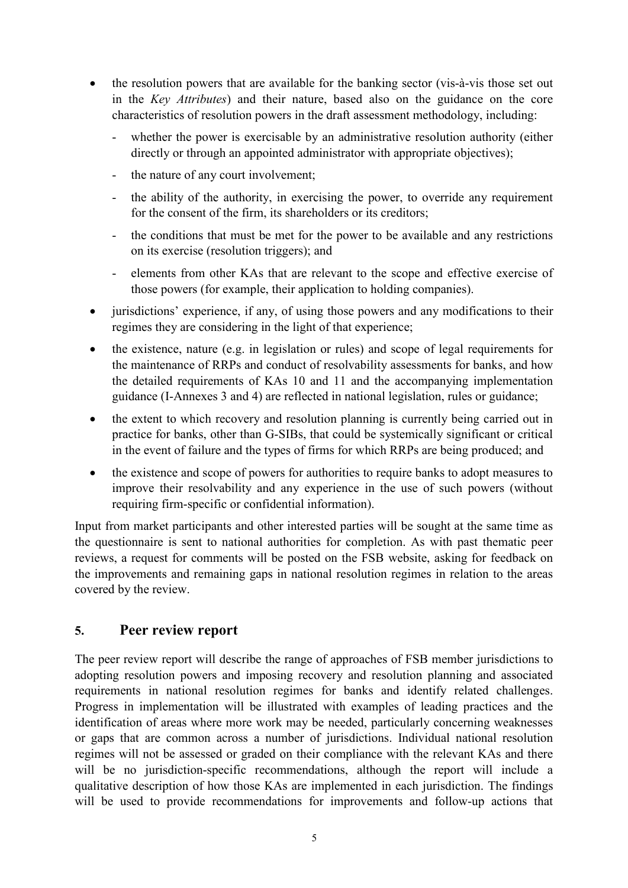- the resolution powers that are available for the banking sector (vis-à-vis those set out in the *Key Attributes*) and their nature, based also on the guidance on the core characteristics of resolution powers in the draft assessment methodology, including:
    - whether the power is exercisable by an administrative resolution authority (either directly or through an appointed administrator with appropriate objectives);
    - the nature of any court involvement;
    - the ability of the authority, in exercising the power, to override any requirement for the consent of the firm, its shareholders or its creditors;
    - the conditions that must be met for the power to be available and any restrictions on its exercise (resolution triggers); and
    - elements from other KAs that are relevant to the scope and effective exercise of those powers (for example, their application to holding companies).
- jurisdictions' experience, if any, of using those powers and any modifications to their regimes they are considering in the light of that experience;
- the existence, nature (e.g. in legislation or rules) and scope of legal requirements for the maintenance of RRPs and conduct of resolvability assessments for banks, and how the detailed requirements of KAs 10 and 11 and the accompanying implementation guidance (I-Annexes 3 and 4) are reflected in national legislation, rules or guidance;
- the extent to which recovery and resolution planning is currently being carried out in practice for banks, other than G-SIBs, that could be systemically significant or critical in the event of failure and the types of firms for which RRPs are being produced; and
- the existence and scope of powers for authorities to require banks to adopt measures to improve their resolvability and any experience in the use of such powers (without requiring firm-specific or confidential information).

Input from market participants and other interested parties will be sought at the same time as the questionnaire is sent to national authorities for completion. As with past thematic peer reviews, a request for comments will be posted on the FSB website, asking for feedback on the improvements and remaining gaps in national resolution regimes in relation to the areas covered by the review.

## 5. Peer review report

The peer review report will describe the range of approaches of FSB member jurisdictions to adopting resolution powers and imposing recovery and resolution planning and associated requirements in national resolution regimes for banks and identify related challenges. Progress in implementation will be illustrated with examples of leading practices and the identification of areas where more work may be needed, particularly concerning weaknesses or gaps that are common across a number of jurisdictions. Individual national resolution regimes will not be assessed or graded on their compliance with the relevant KAs and there will be no jurisdiction-specific recommendations, although the report will include a qualitative description of how those KAs are implemented in each jurisdiction. The findings will be used to provide recommendations for improvements and follow-up actions that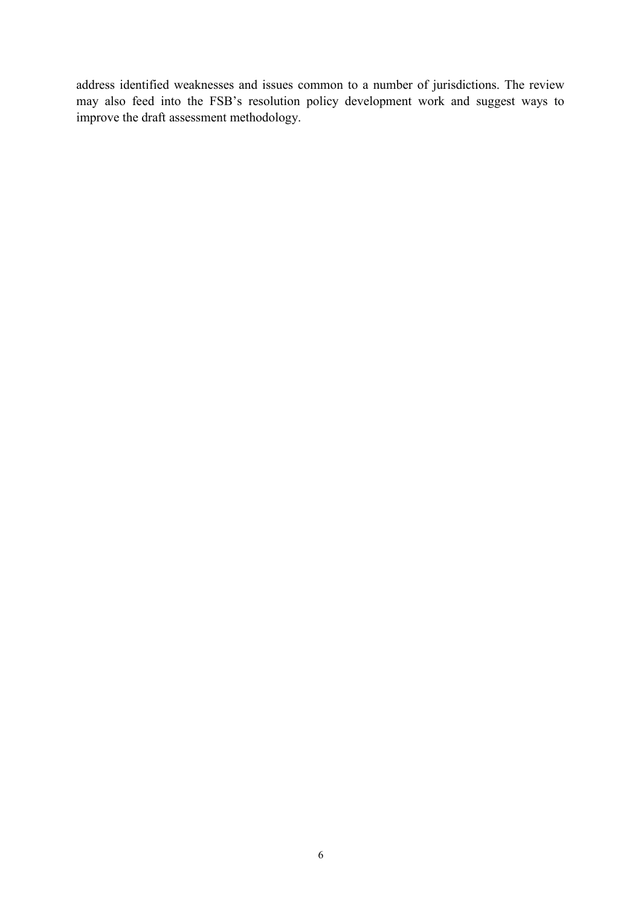address identified weaknesses and issues common to a number of jurisdictions. The review may also feed into the FSB's resolution policy development work and suggest ways to improve the draft assessment methodology.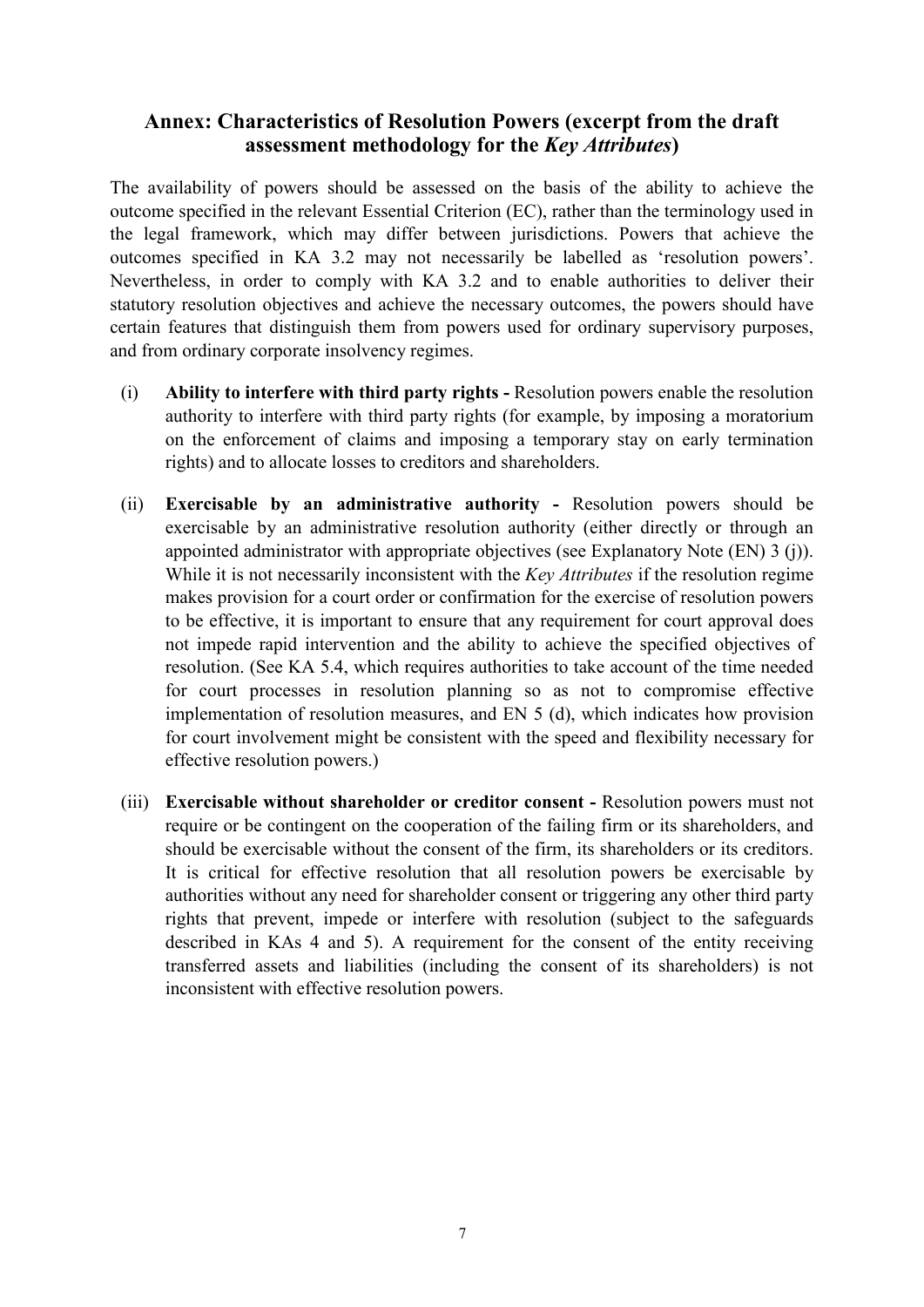## Annex: Characteristics of Resolution Powers (excerpt from the draft assessment methodology for the *Key Attributes*)

The availability of powers should be assessed on the basis of the ability to achieve the outcome specified in the relevant Essential Criterion (EC), rather than the terminology used in the legal framework, which may differ between jurisdictions. Powers that achieve the outcomes specified in KA 3.2 may not necessarily be labelled as 'resolution powers'. Nevertheless, in order to comply with KA 3.2 and to enable authorities to deliver their statutory resolution objectives and achieve the necessary outcomes, the powers should have certain features that distinguish them from powers used for ordinary supervisory purposes, and from ordinary corporate insolvency regimes.

(i) **Ability to interfere with third party rights -** Resolution powers enable the resolution authority to interfere with third party rights (for example, by imposing a moratorium on the enforcement of claims and imposing a temporary stay on early termination rights) and to allocate losses to creditors and shareholders.

(ii) **Exercisable by an administrative authority -** Resolution powers should be exercisable by an administrative resolution authority (either directly or through an appointed administrator with appropriate objectives (see Explanatory Note (EN) 3 (j)). While it is not necessarily inconsistent with the *Key Attributes* if the resolution regime makes provision for a court order or confirmation for the exercise of resolution powers to be effective, it is important to ensure that any requirement for court approval does not impede rapid intervention and the ability to achieve the specified objectives of resolution. (See KA 5.4, which requires authorities to take account of the time needed for court processes in resolution planning so as not to compromise effective implementation of resolution measures, and EN 5 (d), which indicates how provision for court involvement might be consistent with the speed and flexibility necessary for effective resolution powers.)

(iii) **Exercisable without shareholder or creditor consent -** Resolution powers must not require or be contingent on the cooperation of the failing firm or its shareholders, and should be exercisable without the consent of the firm, its shareholders or its creditors. It is critical for effective resolution that all resolution powers be exercisable by authorities without any need for shareholder consent or triggering any other third party rights that prevent, impede or interfere with resolution (subject to the safeguards described in KAs 4 and 5). A requirement for the consent of the entity receiving transferred assets and liabilities (including the consent of its shareholders) is not inconsistent with effective resolution powers.